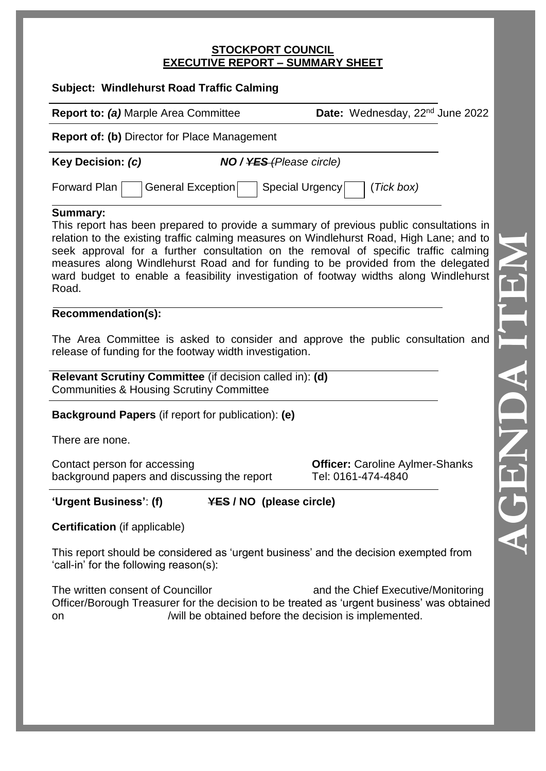**STOCKPORT COUNCIL**
**EXECUTIVE REPORT – SUMMARY SHEET**

**Subject: Windlehurst Road Traffic Calming**

**Report to:** ***(a)*** Marple Area Committee **Date:** Wednesday, 22nd June 2022

**Report of: (b)** Director for Place Management

**Key Decision:** ***(c)*** ***NO / ~~YES~~*** *(Please circle)*

Forward Plan ☐ General Exception ☐ Special Urgency ☐ (*Tick box)*

**Summary:**

This report has been prepared to provide a summary of previous public consultations in relation to the existing traffic calming measures on Windlehurst Road, High Lane; and to seek approval for a further consultation on the removal of specific traffic calming measures along Windlehurst Road and for funding to be provided from the delegated ward budget to enable a feasibility investigation of footway widths along Windlehurst Road.

**Recommendation(s):**

The Area Committee is asked to consider and approve the public consultation and release of funding for the footway width investigation.

**Relevant Scrutiny Committee** (if decision called in): **(d)**
Communities & Housing Scrutiny Committee

**Background Papers** (if report for publication): **(e)**

There are none.

Contact person for accessing background papers and discussing the report **Officer:** Caroline Aylmer-Shanks Tel: 0161-474-4840

**'Urgent Business'**: **(f)** **~~YES~~ / NO (please circle)**

**Certification** (if applicable)

This report should be considered as 'urgent business' and the decision exempted from 'call-in' for the following reason(s):

The written consent of Councillor and the Chief Executive/Monitoring Officer/Borough Treasurer for the decision to be treated as 'urgent business' was obtained on /will be obtained before the decision is implemented.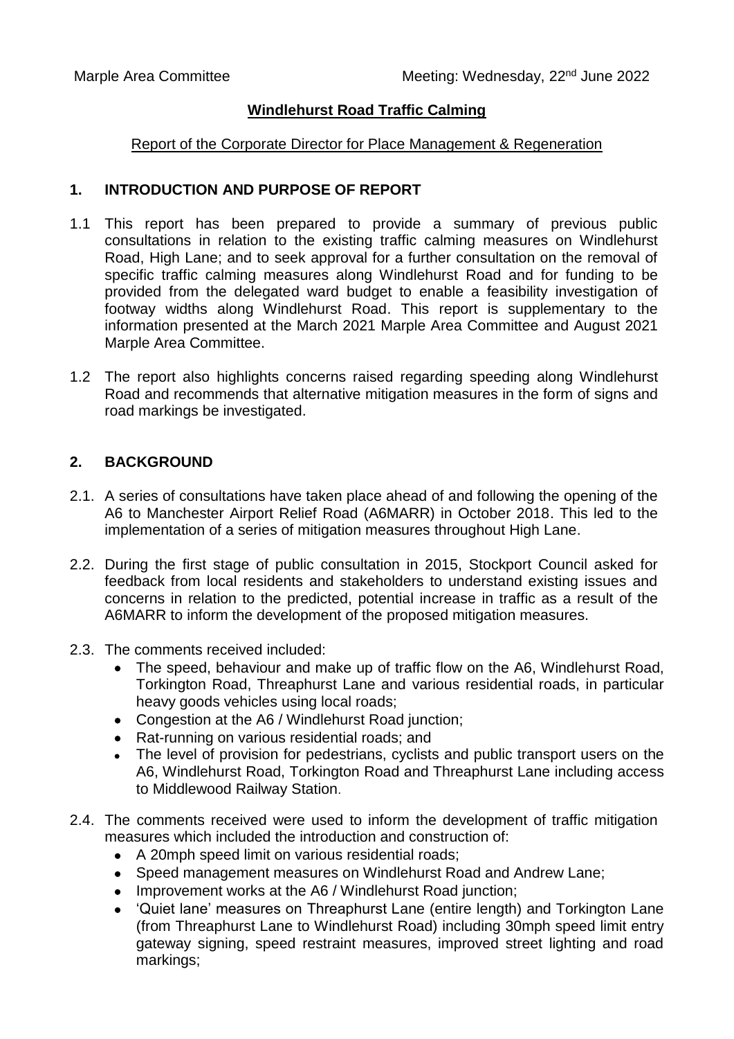Marple Area Committee Meeting: Wednesday, 22nd June 2022

**Windlehurst Road Traffic Calming**

Report of the Corporate Director for Place Management & Regeneration

## 1. INTRODUCTION AND PURPOSE OF REPORT

1.1 This report has been prepared to provide a summary of previous public consultations in relation to the existing traffic calming measures on Windlehurst Road, High Lane; and to seek approval for a further consultation on the removal of specific traffic calming measures along Windlehurst Road and for funding to be provided from the delegated ward budget to enable a feasibility investigation of footway widths along Windlehurst Road. This report is supplementary to the information presented at the March 2021 Marple Area Committee and August 2021 Marple Area Committee.

1.2 The report also highlights concerns raised regarding speeding along Windlehurst Road and recommends that alternative mitigation measures in the form of signs and road markings be investigated.

## 2. BACKGROUND

2.1. A series of consultations have taken place ahead of and following the opening of the A6 to Manchester Airport Relief Road (A6MARR) in October 2018. This led to the implementation of a series of mitigation measures throughout High Lane.

2.2. During the first stage of public consultation in 2015, Stockport Council asked for feedback from local residents and stakeholders to understand existing issues and concerns in relation to the predicted, potential increase in traffic as a result of the A6MARR to inform the development of the proposed mitigation measures.

2.3. The comments received included:

- The speed, behaviour and make up of traffic flow on the A6, Windlehurst Road, Torkington Road, Threaphurst Lane and various residential roads, in particular heavy goods vehicles using local roads;
- Congestion at the A6 / Windlehurst Road junction;
- Rat-running on various residential roads; and
- The level of provision for pedestrians, cyclists and public transport users on the A6, Windlehurst Road, Torkington Road and Threaphurst Lane including access to Middlewood Railway Station.

2.4. The comments received were used to inform the development of traffic mitigation measures which included the introduction and construction of:

- A 20mph speed limit on various residential roads;
- Speed management measures on Windlehurst Road and Andrew Lane;
- Improvement works at the A6 / Windlehurst Road junction;
- 'Quiet lane' measures on Threaphurst Lane (entire length) and Torkington Lane (from Threaphurst Lane to Windlehurst Road) including 30mph speed limit entry gateway signing, speed restraint measures, improved street lighting and road markings;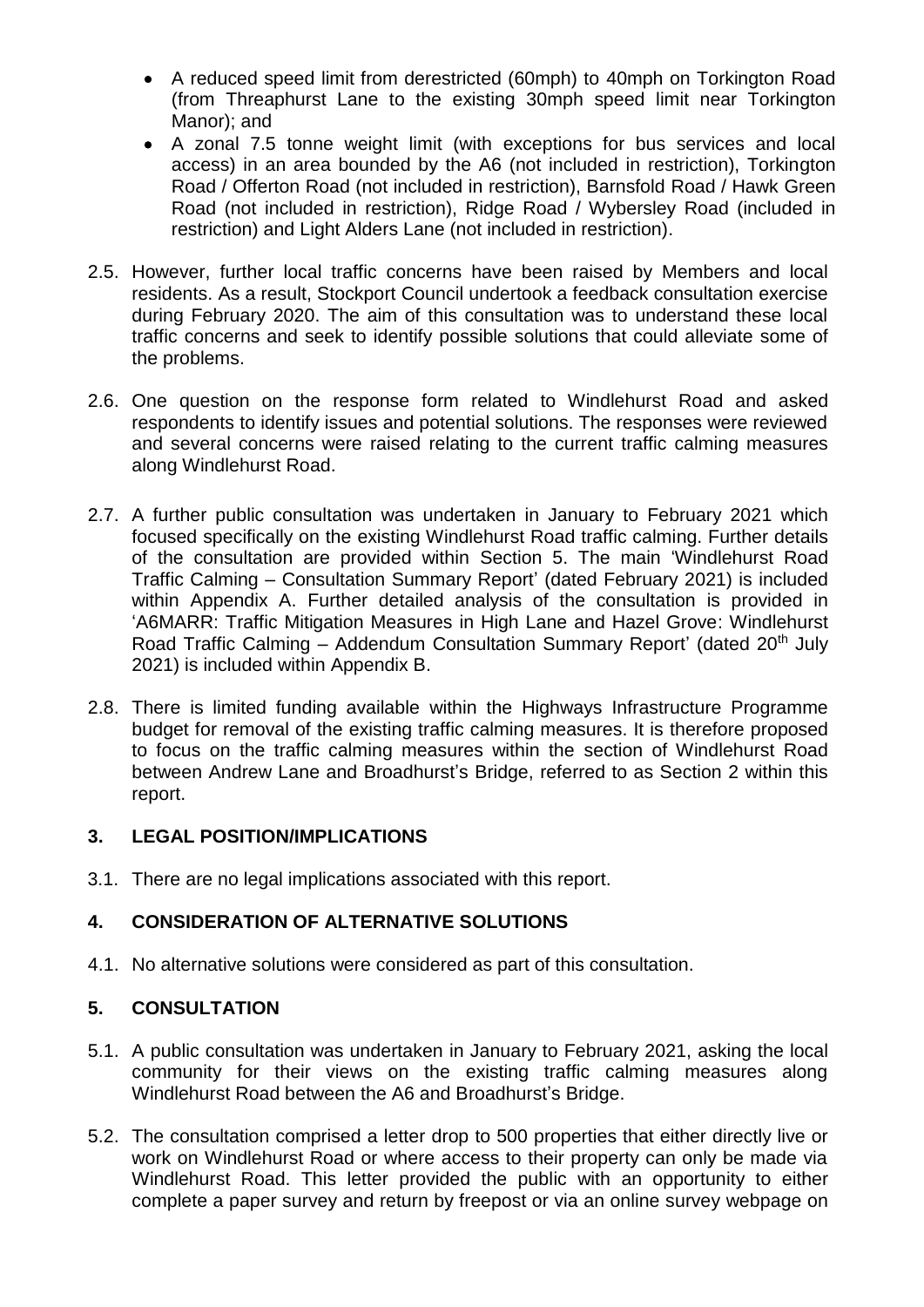- A reduced speed limit from derestricted (60mph) to 40mph on Torkington Road (from Threaphurst Lane to the existing 30mph speed limit near Torkington Manor); and
- A zonal 7.5 tonne weight limit (with exceptions for bus services and local access) in an area bounded by the A6 (not included in restriction), Torkington Road / Offerton Road (not included in restriction), Barnsfold Road / Hawk Green Road (not included in restriction), Ridge Road / Wybersley Road (included in restriction) and Light Alders Lane (not included in restriction).

2.5. However, further local traffic concerns have been raised by Members and local residents. As a result, Stockport Council undertook a feedback consultation exercise during February 2020. The aim of this consultation was to understand these local traffic concerns and seek to identify possible solutions that could alleviate some of the problems.

2.6. One question on the response form related to Windlehurst Road and asked respondents to identify issues and potential solutions. The responses were reviewed and several concerns were raised relating to the current traffic calming measures along Windlehurst Road.

2.7. A further public consultation was undertaken in January to February 2021 which focused specifically on the existing Windlehurst Road traffic calming. Further details of the consultation are provided within Section 5. The main 'Windlehurst Road Traffic Calming – Consultation Summary Report' (dated February 2021) is included within Appendix A. Further detailed analysis of the consultation is provided in 'A6MARR: Traffic Mitigation Measures in High Lane and Hazel Grove: Windlehurst Road Traffic Calming – Addendum Consultation Summary Report' (dated 20th July 2021) is included within Appendix B.

2.8. There is limited funding available within the Highways Infrastructure Programme budget for removal of the existing traffic calming measures. It is therefore proposed to focus on the traffic calming measures within the section of Windlehurst Road between Andrew Lane and Broadhurst's Bridge, referred to as Section 2 within this report.

## 3. LEGAL POSITION/IMPLICATIONS

3.1. There are no legal implications associated with this report.

## 4. CONSIDERATION OF ALTERNATIVE SOLUTIONS

4.1. No alternative solutions were considered as part of this consultation.

## 5. CONSULTATION

5.1. A public consultation was undertaken in January to February 2021, asking the local community for their views on the existing traffic calming measures along Windlehurst Road between the A6 and Broadhurst's Bridge.

5.2. The consultation comprised a letter drop to 500 properties that either directly live or work on Windlehurst Road or where access to their property can only be made via Windlehurst Road. This letter provided the public with an opportunity to either complete a paper survey and return by freepost or via an online survey webpage on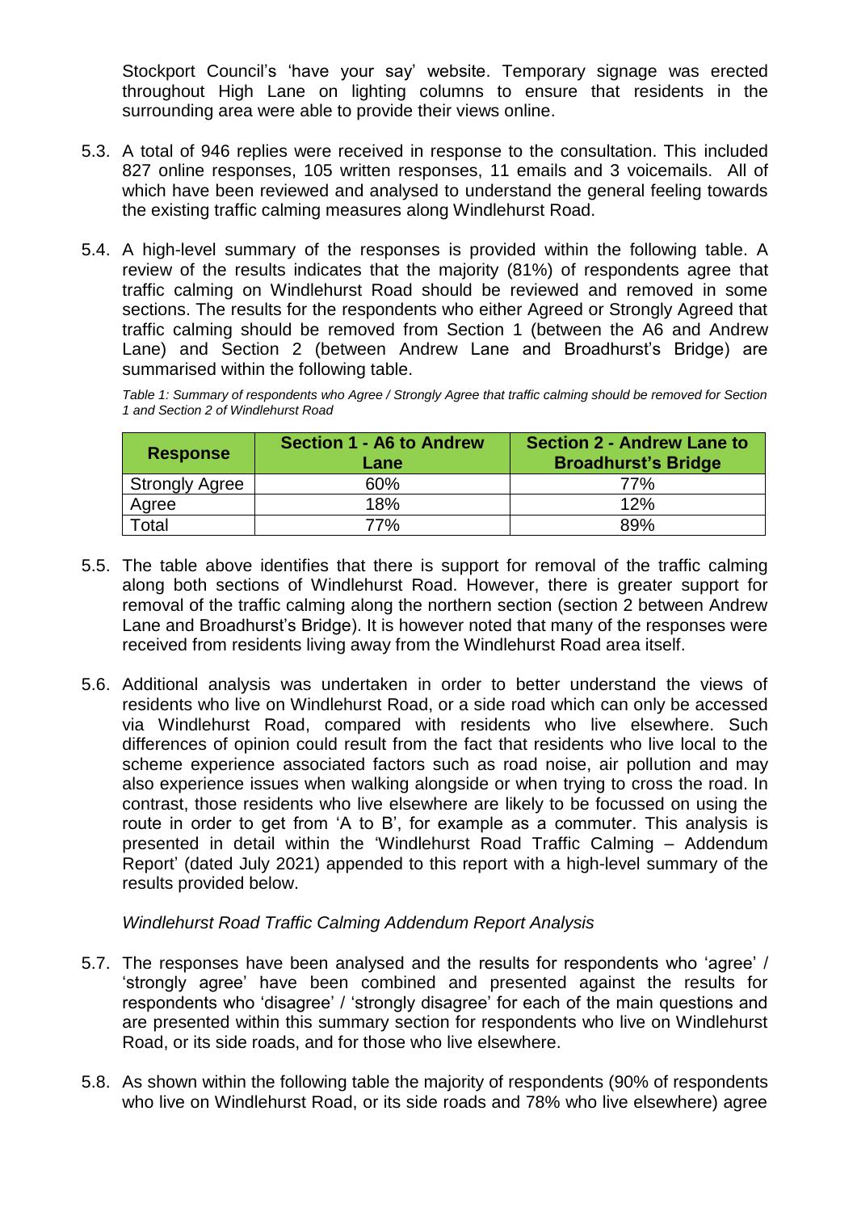Stockport Council's 'have your say' website. Temporary signage was erected throughout High Lane on lighting columns to ensure that residents in the surrounding area were able to provide their views online.

5.3. A total of 946 replies were received in response to the consultation. This included 827 online responses, 105 written responses, 11 emails and 3 voicemails. All of which have been reviewed and analysed to understand the general feeling towards the existing traffic calming measures along Windlehurst Road.

5.4. A high-level summary of the responses is provided within the following table. A review of the results indicates that the majority (81%) of respondents agree that traffic calming on Windlehurst Road should be reviewed and removed in some sections. The results for the respondents who either Agreed or Strongly Agreed that traffic calming should be removed from Section 1 (between the A6 and Andrew Lane) and Section 2 (between Andrew Lane and Broadhurst's Bridge) are summarised within the following table.

*Table 1: Summary of respondents who Agree / Strongly Agree that traffic calming should be removed for Section 1 and Section 2 of Windlehurst Road*

| Response | Section 1 - A6 to Andrew Lane | Section 2 - Andrew Lane to Broadhurst's Bridge |
|---|---|---|
| Strongly Agree | 60% | 77% |
| Agree | 18% | 12% |
| Total | 77% | 89% |

5.5. The table above identifies that there is support for removal of the traffic calming along both sections of Windlehurst Road. However, there is greater support for removal of the traffic calming along the northern section (section 2 between Andrew Lane and Broadhurst's Bridge). It is however noted that many of the responses were received from residents living away from the Windlehurst Road area itself.

5.6. Additional analysis was undertaken in order to better understand the views of residents who live on Windlehurst Road, or a side road which can only be accessed via Windlehurst Road, compared with residents who live elsewhere. Such differences of opinion could result from the fact that residents who live local to the scheme experience associated factors such as road noise, air pollution and may also experience issues when walking alongside or when trying to cross the road. In contrast, those residents who live elsewhere are likely to be focussed on using the route in order to get from 'A to B', for example as a commuter. This analysis is presented in detail within the 'Windlehurst Road Traffic Calming – Addendum Report' (dated July 2021) appended to this report with a high-level summary of the results provided below.

*Windlehurst Road Traffic Calming Addendum Report Analysis*

5.7. The responses have been analysed and the results for respondents who 'agree' / 'strongly agree' have been combined and presented against the results for respondents who 'disagree' / 'strongly disagree' for each of the main questions and are presented within this summary section for respondents who live on Windlehurst Road, or its side roads, and for those who live elsewhere.

5.8. As shown within the following table the majority of respondents (90% of respondents who live on Windlehurst Road, or its side roads and 78% who live elsewhere) agree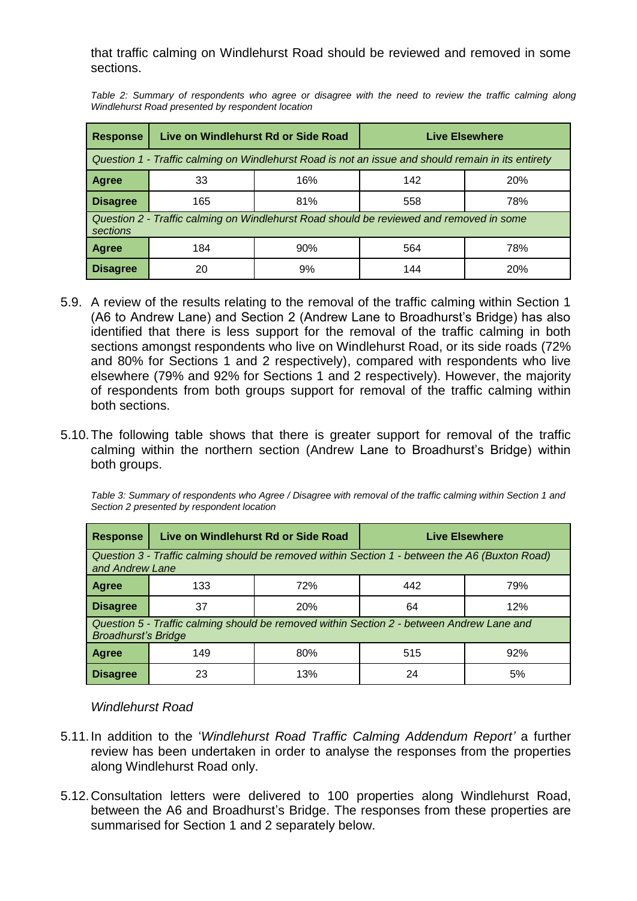that traffic calming on Windlehurst Road should be reviewed and removed in some sections.

*Table 2: Summary of respondents who agree or disagree with the need to review the traffic calming along Windlehurst Road presented by respondent location*

| Response | Live on Windlehurst Rd or Side Road | | Live Elsewhere | |
|---|---|---|---|---|
| *Question 1 - Traffic calming on Windlehurst Road is not an issue and should remain in its entirety* | | | | |
| **Agree** | 33 | 16% | 142 | 20% |
| **Disagree** | 165 | 81% | 558 | 78% |
| *Question 2 - Traffic calming on Windlehurst Road should be reviewed and removed in some sections* | | | | |
| **Agree** | 184 | 90% | 564 | 78% |
| **Disagree** | 20 | 9% | 144 | 20% |

5.9. A review of the results relating to the removal of the traffic calming within Section 1 (A6 to Andrew Lane) and Section 2 (Andrew Lane to Broadhurst's Bridge) has also identified that there is less support for the removal of the traffic calming in both sections amongst respondents who live on Windlehurst Road, or its side roads (72% and 80% for Sections 1 and 2 respectively), compared with respondents who live elsewhere (79% and 92% for Sections 1 and 2 respectively). However, the majority of respondents from both groups support for removal of the traffic calming within both sections.

5.10. The following table shows that there is greater support for removal of the traffic calming within the northern section (Andrew Lane to Broadhurst's Bridge) within both groups.

*Table 3: Summary of respondents who Agree / Disagree with removal of the traffic calming within Section 1 and Section 2 presented by respondent location*

| Response | Live on Windlehurst Rd or Side Road | | Live Elsewhere | |
|---|---|---|---|---|
| *Question 3 - Traffic calming should be removed within Section 1 - between the A6 (Buxton Road) and Andrew Lane* | | | | |
| **Agree** | 133 | 72% | 442 | 79% |
| **Disagree** | 37 | 20% | 64 | 12% |
| *Question 5 - Traffic calming should be removed within Section 2 - between Andrew Lane and Broadhurst's Bridge* | | | | |
| **Agree** | 149 | 80% | 515 | 92% |
| **Disagree** | 23 | 13% | 24 | 5% |

*Windlehurst Road*

5.11. In addition to the '*Windlehurst Road Traffic Calming Addendum Report'* a further review has been undertaken in order to analyse the responses from the properties along Windlehurst Road only.

5.12. Consultation letters were delivered to 100 properties along Windlehurst Road, between the A6 and Broadhurst's Bridge. The responses from these properties are summarised for Section 1 and 2 separately below.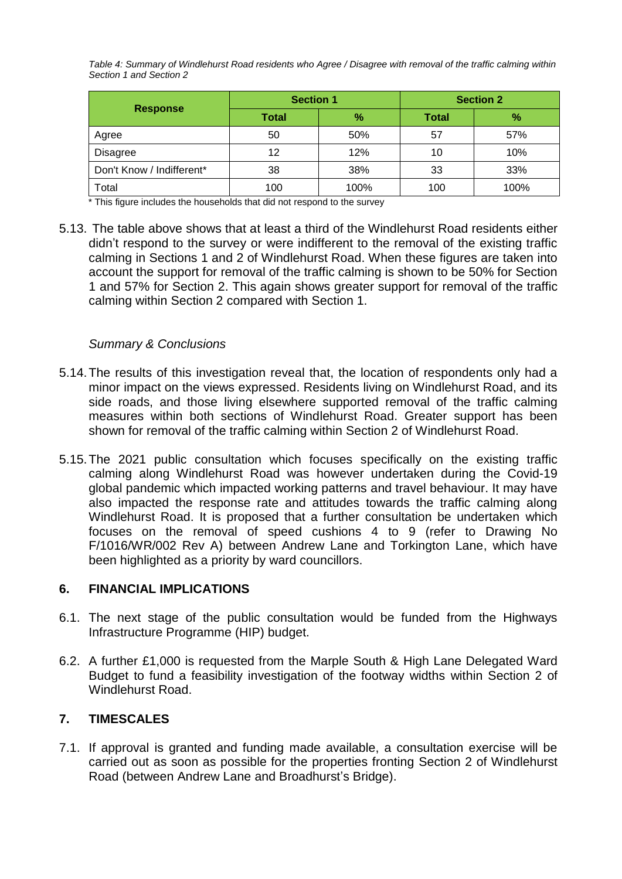*Table 4: Summary of Windlehurst Road residents who Agree / Disagree with removal of the traffic calming within Section 1 and Section 2*

| Response | Section 1 | | Section 2 | |
|---|---|---|---|---|
| | Total | % | Total | % |
| Agree | 50 | 50% | 57 | 57% |
| Disagree | 12 | 12% | 10 | 10% |
| Don't Know / Indifferent* | 38 | 38% | 33 | 33% |
| Total | 100 | 100% | 100 | 100% |

\* This figure includes the households that did not respond to the survey

5.13. The table above shows that at least a third of the Windlehurst Road residents either didn't respond to the survey or were indifferent to the removal of the existing traffic calming in Sections 1 and 2 of Windlehurst Road. When these figures are taken into account the support for removal of the traffic calming is shown to be 50% for Section 1 and 57% for Section 2. This again shows greater support for removal of the traffic calming within Section 2 compared with Section 1.

*Summary & Conclusions*

5.14. The results of this investigation reveal that, the location of respondents only had a minor impact on the views expressed. Residents living on Windlehurst Road, and its side roads, and those living elsewhere supported removal of the traffic calming measures within both sections of Windlehurst Road. Greater support has been shown for removal of the traffic calming within Section 2 of Windlehurst Road.

5.15. The 2021 public consultation which focuses specifically on the existing traffic calming along Windlehurst Road was however undertaken during the Covid-19 global pandemic which impacted working patterns and travel behaviour. It may have also impacted the response rate and attitudes towards the traffic calming along Windlehurst Road. It is proposed that a further consultation be undertaken which focuses on the removal of speed cushions 4 to 9 (refer to Drawing No F/1016/WR/002 Rev A) between Andrew Lane and Torkington Lane, which have been highlighted as a priority by ward councillors.

## 6. FINANCIAL IMPLICATIONS

6.1. The next stage of the public consultation would be funded from the Highways Infrastructure Programme (HIP) budget.

6.2. A further £1,000 is requested from the Marple South & High Lane Delegated Ward Budget to fund a feasibility investigation of the footway widths within Section 2 of Windlehurst Road.

## 7. TIMESCALES

7.1. If approval is granted and funding made available, a consultation exercise will be carried out as soon as possible for the properties fronting Section 2 of Windlehurst Road (between Andrew Lane and Broadhurst's Bridge).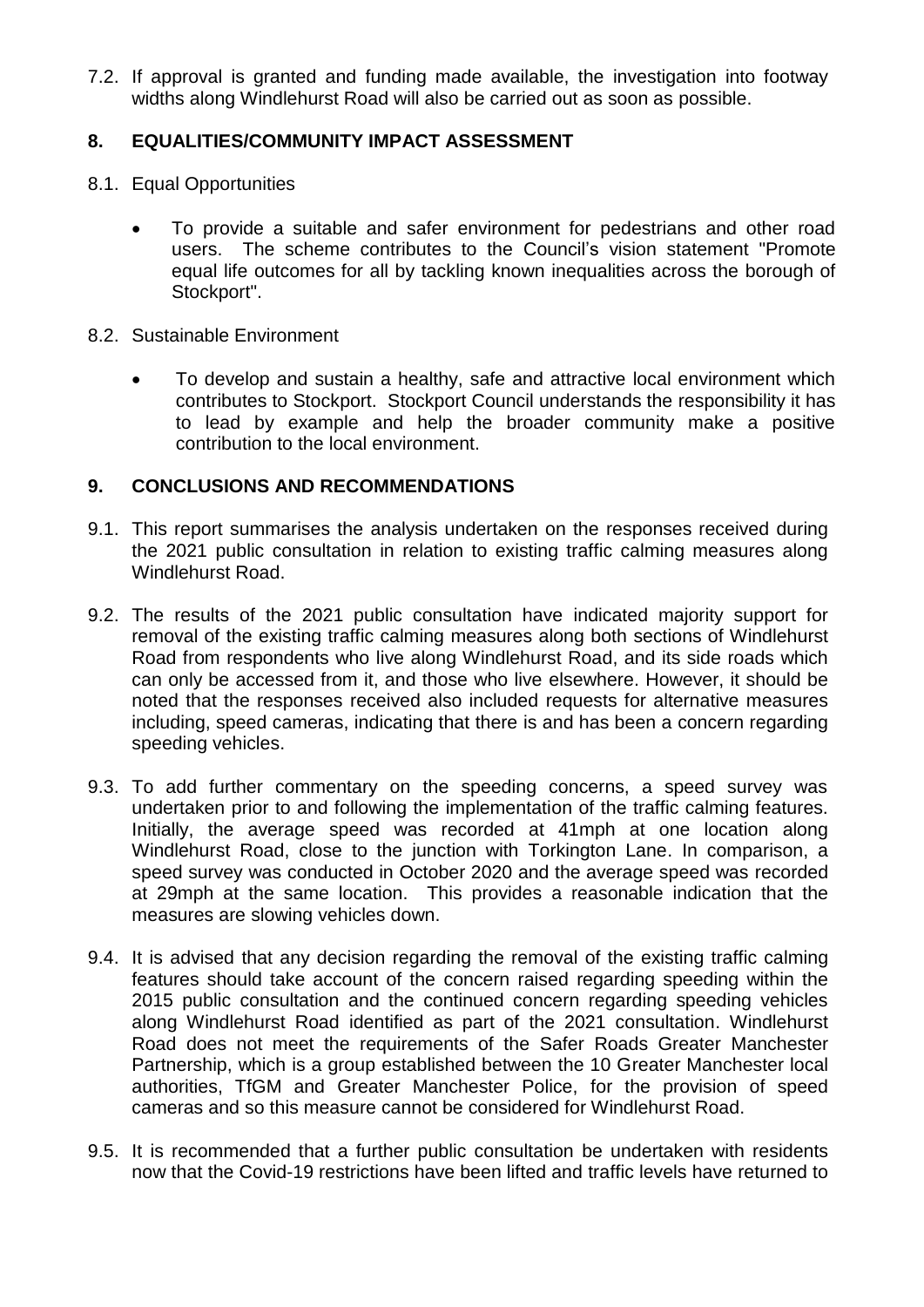7.2. If approval is granted and funding made available, the investigation into footway widths along Windlehurst Road will also be carried out as soon as possible.

## 8. EQUALITIES/COMMUNITY IMPACT ASSESSMENT

8.1. Equal Opportunities

- To provide a suitable and safer environment for pedestrians and other road users. The scheme contributes to the Council's vision statement "Promote equal life outcomes for all by tackling known inequalities across the borough of Stockport".

8.2. Sustainable Environment

- To develop and sustain a healthy, safe and attractive local environment which contributes to Stockport. Stockport Council understands the responsibility it has to lead by example and help the broader community make a positive contribution to the local environment.

## 9. CONCLUSIONS AND RECOMMENDATIONS

9.1. This report summarises the analysis undertaken on the responses received during the 2021 public consultation in relation to existing traffic calming measures along Windlehurst Road.

9.2. The results of the 2021 public consultation have indicated majority support for removal of the existing traffic calming measures along both sections of Windlehurst Road from respondents who live along Windlehurst Road, and its side roads which can only be accessed from it, and those who live elsewhere. However, it should be noted that the responses received also included requests for alternative measures including, speed cameras, indicating that there is and has been a concern regarding speeding vehicles.

9.3. To add further commentary on the speeding concerns, a speed survey was undertaken prior to and following the implementation of the traffic calming features. Initially, the average speed was recorded at 41mph at one location along Windlehurst Road, close to the junction with Torkington Lane. In comparison, a speed survey was conducted in October 2020 and the average speed was recorded at 29mph at the same location. This provides a reasonable indication that the measures are slowing vehicles down.

9.4. It is advised that any decision regarding the removal of the existing traffic calming features should take account of the concern raised regarding speeding within the 2015 public consultation and the continued concern regarding speeding vehicles along Windlehurst Road identified as part of the 2021 consultation. Windlehurst Road does not meet the requirements of the Safer Roads Greater Manchester Partnership, which is a group established between the 10 Greater Manchester local authorities, TfGM and Greater Manchester Police, for the provision of speed cameras and so this measure cannot be considered for Windlehurst Road.

9.5. It is recommended that a further public consultation be undertaken with residents now that the Covid-19 restrictions have been lifted and traffic levels have returned to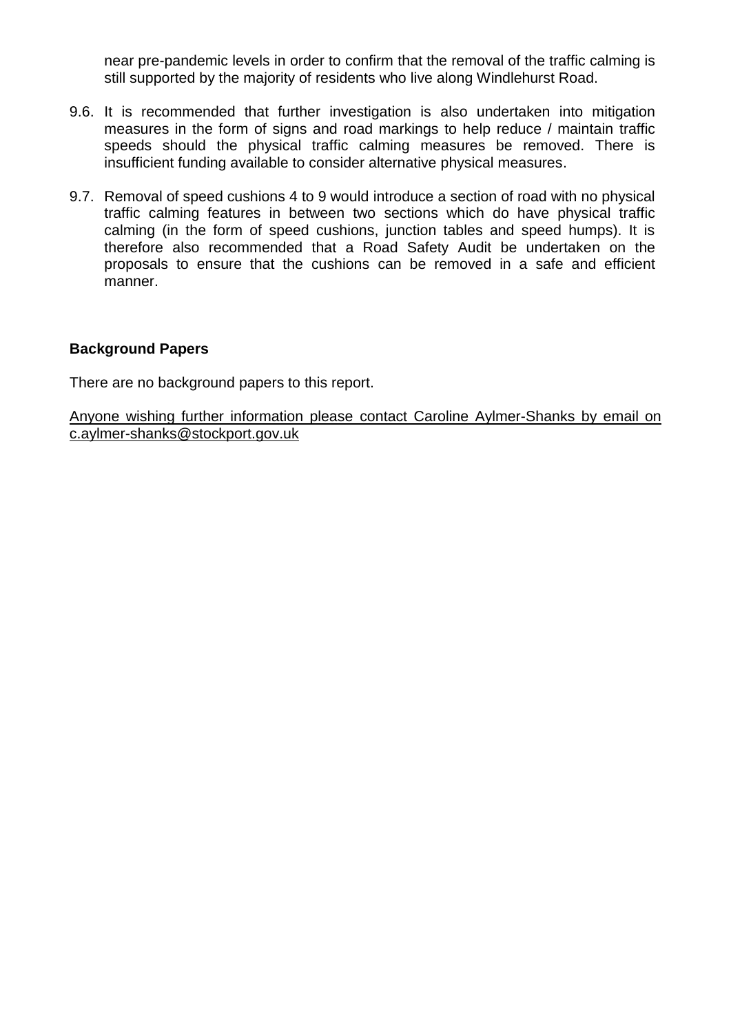near pre-pandemic levels in order to confirm that the removal of the traffic calming is still supported by the majority of residents who live along Windlehurst Road.

9.6. It is recommended that further investigation is also undertaken into mitigation measures in the form of signs and road markings to help reduce / maintain traffic speeds should the physical traffic calming measures be removed. There is insufficient funding available to consider alternative physical measures.

9.7. Removal of speed cushions 4 to 9 would introduce a section of road with no physical traffic calming features in between two sections which do have physical traffic calming (in the form of speed cushions, junction tables and speed humps). It is therefore also recommended that a Road Safety Audit be undertaken on the proposals to ensure that the cushions can be removed in a safe and efficient manner.

**Background Papers**

There are no background papers to this report.

Anyone wishing further information please contact Caroline Aylmer-Shanks by email on c.aylmer-shanks@stockport.gov.uk